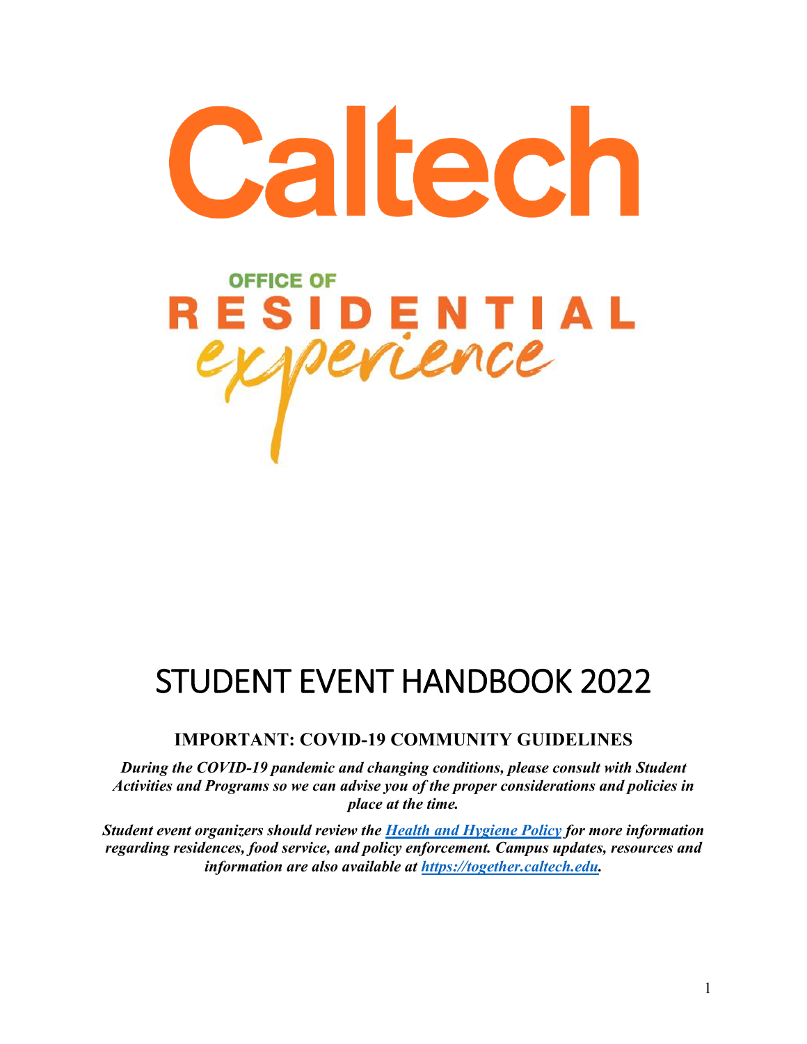# Caltech

OFFICE OF

RESIDENTIAL

experience

# STUDENT EVENT HANDBOOK 2022

## IMPORTANT: COVID-19 COMMUNITY GUIDELINES

***During the COVID-19 pandemic and changing conditions, please consult with Student Activities and Programs so we can advise you of the proper considerations and policies in place at the time.***

***Student event organizers should review the Health and Hygiene Policy for more information regarding residences, food service, and policy enforcement. Campus updates, resources and information are also available at https://together.caltech.edu.***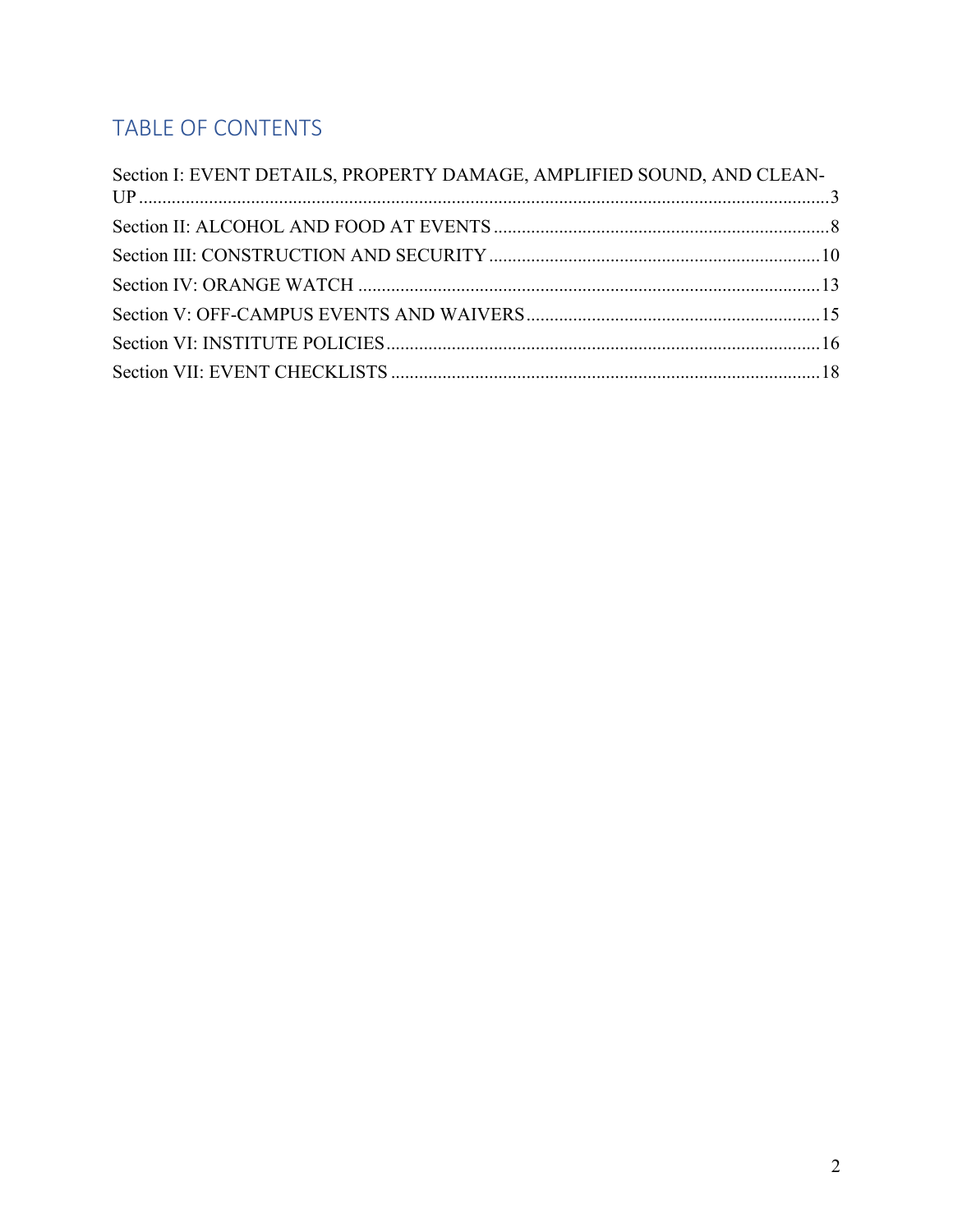## TABLE OF CONTENTS

Section I: EVENT DETAILS, PROPERTY DAMAGE, AMPLIFIED SOUND, AND CLEAN-UP ..... 3

Section II: ALCOHOL AND FOOD AT EVENTS ..... 8

Section III: CONSTRUCTION AND SECURITY ..... 10

Section IV: ORANGE WATCH ..... 13

Section V: OFF-CAMPUS EVENTS AND WAIVERS ..... 15

Section VI: INSTITUTE POLICIES ..... 16

Section VII: EVENT CHECKLISTS ..... 18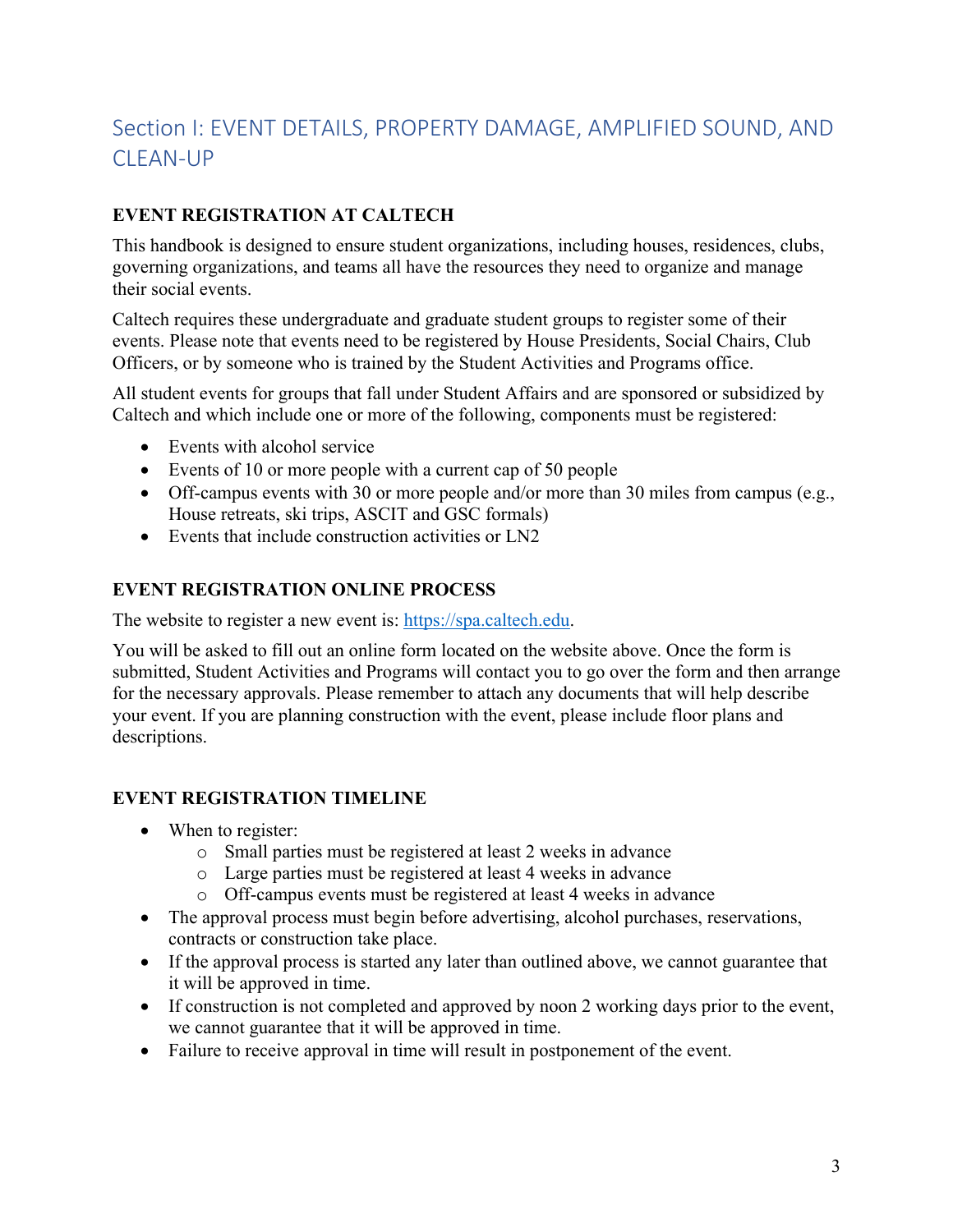## Section I: EVENT DETAILS, PROPERTY DAMAGE, AMPLIFIED SOUND, AND CLEAN-UP

### EVENT REGISTRATION AT CALTECH

This handbook is designed to ensure student organizations, including houses, residences, clubs, governing organizations, and teams all have the resources they need to organize and manage their social events.

Caltech requires these undergraduate and graduate student groups to register some of their events. Please note that events need to be registered by House Presidents, Social Chairs, Club Officers, or by someone who is trained by the Student Activities and Programs office.

All student events for groups that fall under Student Affairs and are sponsored or subsidized by Caltech and which include one or more of the following, components must be registered:

- Events with alcohol service
- Events of 10 or more people with a current cap of 50 people
- Off-campus events with 30 or more people and/or more than 30 miles from campus (e.g., House retreats, ski trips, ASCIT and GSC formals)
- Events that include construction activities or LN2

### EVENT REGISTRATION ONLINE PROCESS

The website to register a new event is: https://spa.caltech.edu.

You will be asked to fill out an online form located on the website above. Once the form is submitted, Student Activities and Programs will contact you to go over the form and then arrange for the necessary approvals. Please remember to attach any documents that will help describe your event. If you are planning construction with the event, please include floor plans and descriptions.

### EVENT REGISTRATION TIMELINE

- When to register:
  - Small parties must be registered at least 2 weeks in advance
  - Large parties must be registered at least 4 weeks in advance
  - Off-campus events must be registered at least 4 weeks in advance
- The approval process must begin before advertising, alcohol purchases, reservations, contracts or construction take place.
- If the approval process is started any later than outlined above, we cannot guarantee that it will be approved in time.
- If construction is not completed and approved by noon 2 working days prior to the event, we cannot guarantee that it will be approved in time.
- Failure to receive approval in time will result in postponement of the event.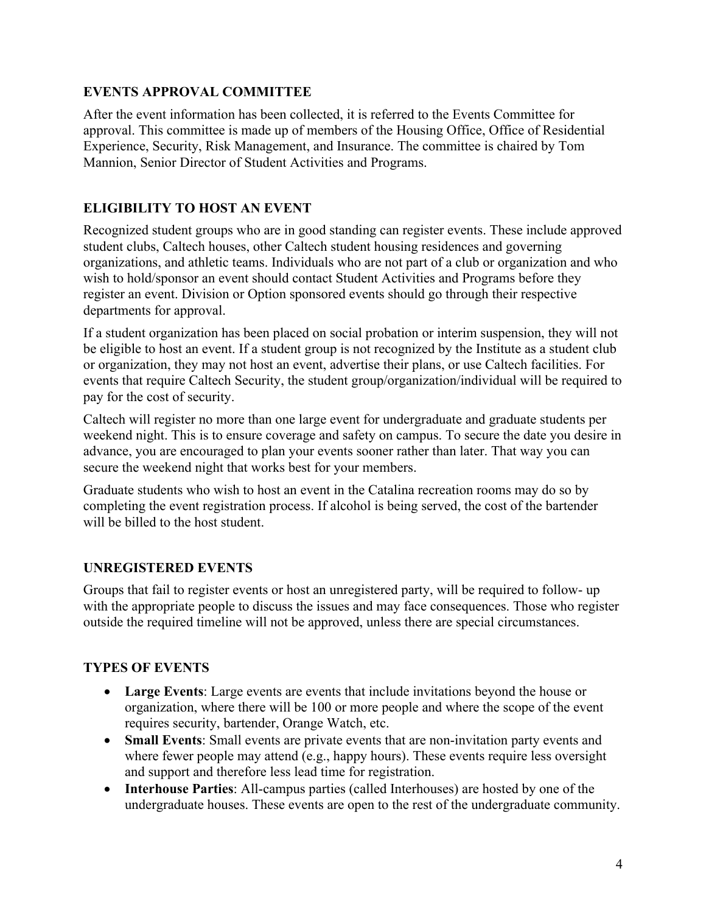## EVENTS APPROVAL COMMITTEE

After the event information has been collected, it is referred to the Events Committee for approval. This committee is made up of members of the Housing Office, Office of Residential Experience, Security, Risk Management, and Insurance. The committee is chaired by Tom Mannion, Senior Director of Student Activities and Programs.

## ELIGIBILITY TO HOST AN EVENT

Recognized student groups who are in good standing can register events. These include approved student clubs, Caltech houses, other Caltech student housing residences and governing organizations, and athletic teams. Individuals who are not part of a club or organization and who wish to hold/sponsor an event should contact Student Activities and Programs before they register an event. Division or Option sponsored events should go through their respective departments for approval.

If a student organization has been placed on social probation or interim suspension, they will not be eligible to host an event. If a student group is not recognized by the Institute as a student club or organization, they may not host an event, advertise their plans, or use Caltech facilities. For events that require Caltech Security, the student group/organization/individual will be required to pay for the cost of security.

Caltech will register no more than one large event for undergraduate and graduate students per weekend night. This is to ensure coverage and safety on campus. To secure the date you desire in advance, you are encouraged to plan your events sooner rather than later. That way you can secure the weekend night that works best for your members.

Graduate students who wish to host an event in the Catalina recreation rooms may do so by completing the event registration process. If alcohol is being served, the cost of the bartender will be billed to the host student.

## UNREGISTERED EVENTS

Groups that fail to register events or host an unregistered party, will be required to follow- up with the appropriate people to discuss the issues and may face consequences. Those who register outside the required timeline will not be approved, unless there are special circumstances.

## TYPES OF EVENTS

- **Large Events**: Large events are events that include invitations beyond the house or organization, where there will be 100 or more people and where the scope of the event requires security, bartender, Orange Watch, etc.
- **Small Events**: Small events are private events that are non-invitation party events and where fewer people may attend (e.g., happy hours). These events require less oversight and support and therefore less lead time for registration.
- **Interhouse Parties**: All-campus parties (called Interhouses) are hosted by one of the undergraduate houses. These events are open to the rest of the undergraduate community.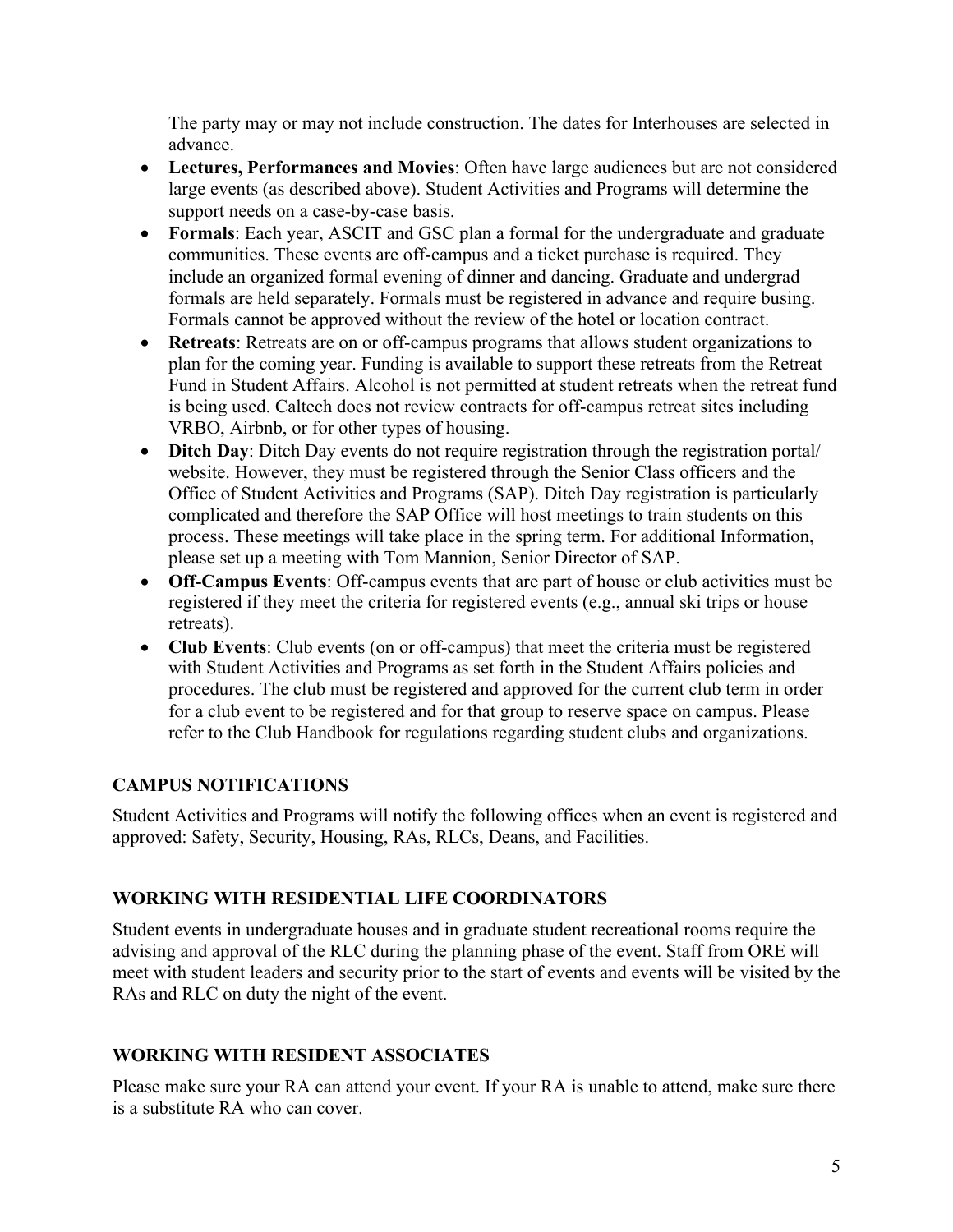The party may or may not include construction. The dates for Interhouses are selected in advance.

- **Lectures, Performances and Movies**: Often have large audiences but are not considered large events (as described above). Student Activities and Programs will determine the support needs on a case-by-case basis.
- **Formals**: Each year, ASCIT and GSC plan a formal for the undergraduate and graduate communities. These events are off-campus and a ticket purchase is required. They include an organized formal evening of dinner and dancing. Graduate and undergrad formals are held separately. Formals must be registered in advance and require busing. Formals cannot be approved without the review of the hotel or location contract.
- **Retreats**: Retreats are on or off-campus programs that allows student organizations to plan for the coming year. Funding is available to support these retreats from the Retreat Fund in Student Affairs. Alcohol is not permitted at student retreats when the retreat fund is being used. Caltech does not review contracts for off-campus retreat sites including VRBO, Airbnb, or for other types of housing.
- **Ditch Day**: Ditch Day events do not require registration through the registration portal/ website. However, they must be registered through the Senior Class officers and the Office of Student Activities and Programs (SAP). Ditch Day registration is particularly complicated and therefore the SAP Office will host meetings to train students on this process. These meetings will take place in the spring term. For additional Information, please set up a meeting with Tom Mannion, Senior Director of SAP.
- **Off-Campus Events**: Off-campus events that are part of house or club activities must be registered if they meet the criteria for registered events (e.g., annual ski trips or house retreats).
- **Club Events**: Club events (on or off-campus) that meet the criteria must be registered with Student Activities and Programs as set forth in the Student Affairs policies and procedures. The club must be registered and approved for the current club term in order for a club event to be registered and for that group to reserve space on campus. Please refer to the Club Handbook for regulations regarding student clubs and organizations.

## CAMPUS NOTIFICATIONS

Student Activities and Programs will notify the following offices when an event is registered and approved: Safety, Security, Housing, RAs, RLCs, Deans, and Facilities.

## WORKING WITH RESIDENTIAL LIFE COORDINATORS

Student events in undergraduate houses and in graduate student recreational rooms require the advising and approval of the RLC during the planning phase of the event. Staff from ORE will meet with student leaders and security prior to the start of events and events will be visited by the RAs and RLC on duty the night of the event.

## WORKING WITH RESIDENT ASSOCIATES

Please make sure your RA can attend your event. If your RA is unable to attend, make sure there is a substitute RA who can cover.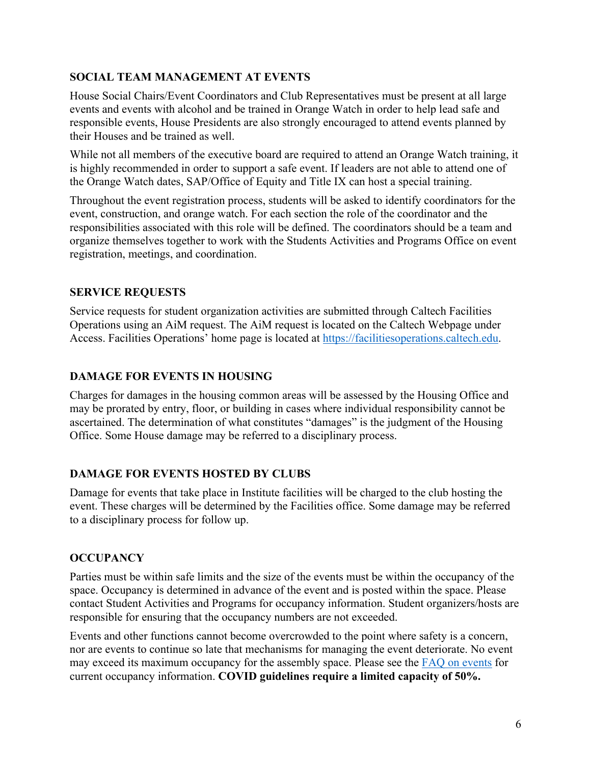### SOCIAL TEAM MANAGEMENT AT EVENTS

House Social Chairs/Event Coordinators and Club Representatives must be present at all large events and events with alcohol and be trained in Orange Watch in order to help lead safe and responsible events, House Presidents are also strongly encouraged to attend events planned by their Houses and be trained as well.

While not all members of the executive board are required to attend an Orange Watch training, it is highly recommended in order to support a safe event. If leaders are not able to attend one of the Orange Watch dates, SAP/Office of Equity and Title IX can host a special training.

Throughout the event registration process, students will be asked to identify coordinators for the event, construction, and orange watch. For each section the role of the coordinator and the responsibilities associated with this role will be defined. The coordinators should be a team and organize themselves together to work with the Students Activities and Programs Office on event registration, meetings, and coordination.

### SERVICE REQUESTS

Service requests for student organization activities are submitted through Caltech Facilities Operations using an AiM request. The AiM request is located on the Caltech Webpage under Access. Facilities Operations' home page is located at [https://facilitiesoperations.caltech.edu](https://facilitiesoperations.caltech.edu).

### DAMAGE FOR EVENTS IN HOUSING

Charges for damages in the housing common areas will be assessed by the Housing Office and may be prorated by entry, floor, or building in cases where individual responsibility cannot be ascertained. The determination of what constitutes "damages" is the judgment of the Housing Office. Some House damage may be referred to a disciplinary process.

### DAMAGE FOR EVENTS HOSTED BY CLUBS

Damage for events that take place in Institute facilities will be charged to the club hosting the event. These charges will be determined by the Facilities office. Some damage may be referred to a disciplinary process for follow up.

### OCCUPANCY

Parties must be within safe limits and the size of the events must be within the occupancy of the space. Occupancy is determined in advance of the event and is posted within the space. Please contact Student Activities and Programs for occupancy information. Student organizers/hosts are responsible for ensuring that the occupancy numbers are not exceeded.

Events and other functions cannot become overcrowded to the point where safety is a concern, nor are events to continue so late that mechanisms for managing the event deteriorate. No event may exceed its maximum occupancy for the assembly space. Please see the FAQ on events for current occupancy information. **COVID guidelines require a limited capacity of 50%.**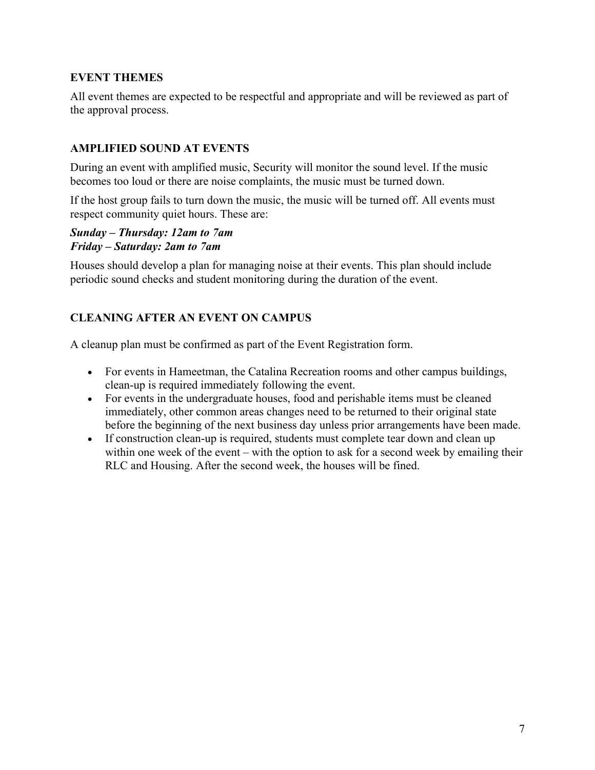## EVENT THEMES

All event themes are expected to be respectful and appropriate and will be reviewed as part of the approval process.

## AMPLIFIED SOUND AT EVENTS

During an event with amplified music, Security will monitor the sound level. If the music becomes too loud or there are noise complaints, the music must be turned down.

If the host group fails to turn down the music, the music will be turned off. All events must respect community quiet hours. These are:

***Sunday – Thursday: 12am to 7am***
***Friday – Saturday: 2am to 7am***

Houses should develop a plan for managing noise at their events. This plan should include periodic sound checks and student monitoring during the duration of the event.

## CLEANING AFTER AN EVENT ON CAMPUS

A cleanup plan must be confirmed as part of the Event Registration form.

- For events in Hameetman, the Catalina Recreation rooms and other campus buildings, clean-up is required immediately following the event.
- For events in the undergraduate houses, food and perishable items must be cleaned immediately, other common areas changes need to be returned to their original state before the beginning of the next business day unless prior arrangements have been made.
- If construction clean-up is required, students must complete tear down and clean up within one week of the event – with the option to ask for a second week by emailing their RLC and Housing. After the second week, the houses will be fined.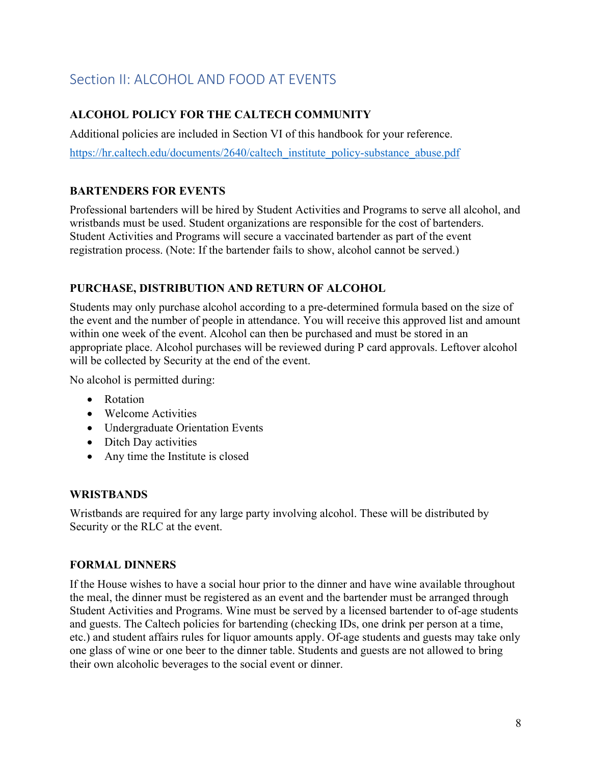## Section II: ALCOHOL AND FOOD AT EVENTS

### ALCOHOL POLICY FOR THE CALTECH COMMUNITY

Additional policies are included in Section VI of this handbook for your reference.

https://hr.caltech.edu/documents/2640/caltech_institute_policy-substance_abuse.pdf

### BARTENDERS FOR EVENTS

Professional bartenders will be hired by Student Activities and Programs to serve all alcohol, and wristbands must be used. Student organizations are responsible for the cost of bartenders. Student Activities and Programs will secure a vaccinated bartender as part of the event registration process. (Note: If the bartender fails to show, alcohol cannot be served.)

### PURCHASE, DISTRIBUTION AND RETURN OF ALCOHOL

Students may only purchase alcohol according to a pre-determined formula based on the size of the event and the number of people in attendance. You will receive this approved list and amount within one week of the event. Alcohol can then be purchased and must be stored in an appropriate place. Alcohol purchases will be reviewed during P card approvals. Leftover alcohol will be collected by Security at the end of the event.

No alcohol is permitted during:

- Rotation
- Welcome Activities
- Undergraduate Orientation Events
- Ditch Day activities
- Any time the Institute is closed

### WRISTBANDS

Wristbands are required for any large party involving alcohol. These will be distributed by Security or the RLC at the event.

### FORMAL DINNERS

If the House wishes to have a social hour prior to the dinner and have wine available throughout the meal, the dinner must be registered as an event and the bartender must be arranged through Student Activities and Programs. Wine must be served by a licensed bartender to of-age students and guests. The Caltech policies for bartending (checking IDs, one drink per person at a time, etc.) and student affairs rules for liquor amounts apply. Of-age students and guests may take only one glass of wine or one beer to the dinner table. Students and guests are not allowed to bring their own alcoholic beverages to the social event or dinner.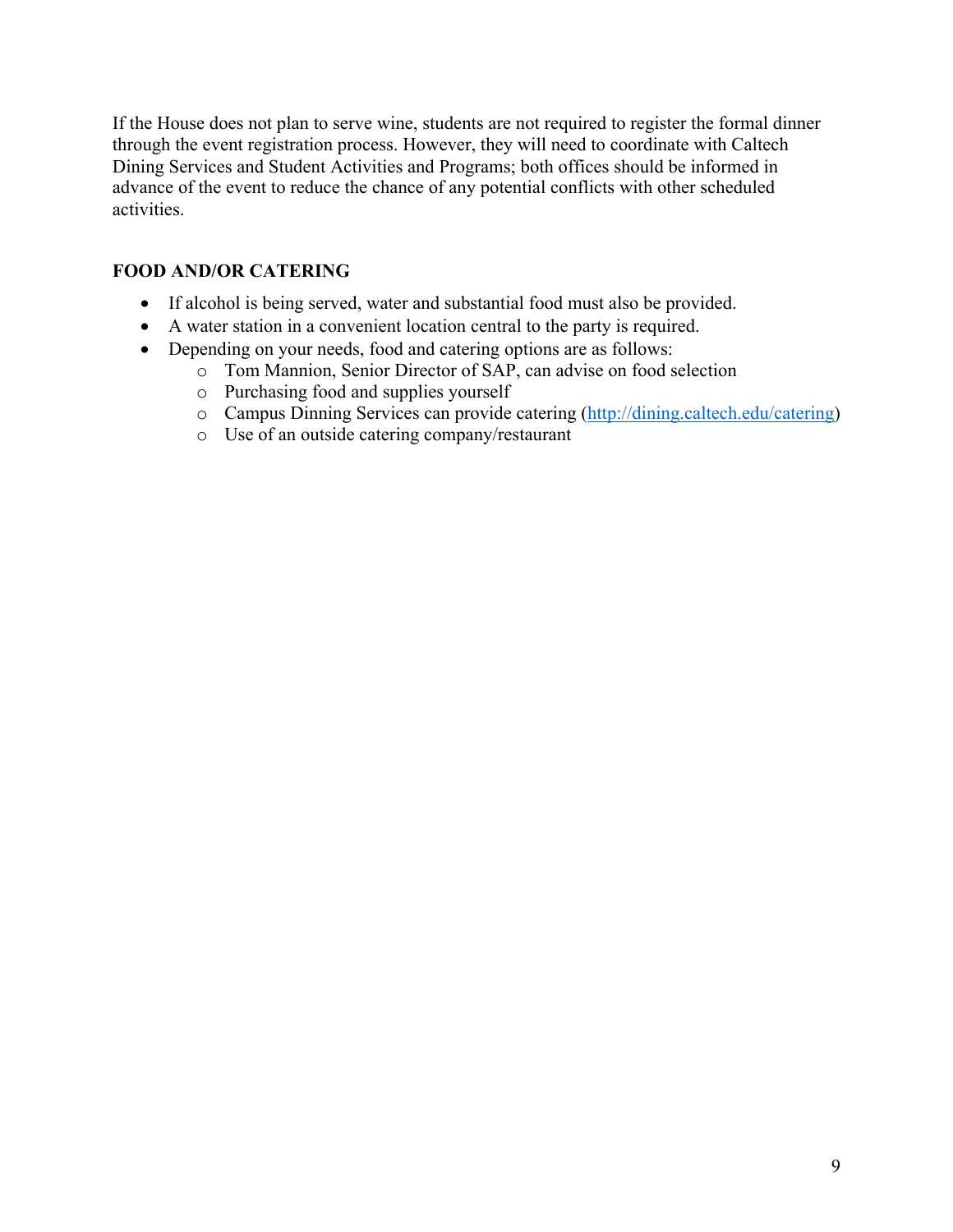If the House does not plan to serve wine, students are not required to register the formal dinner through the event registration process. However, they will need to coordinate with Caltech Dining Services and Student Activities and Programs; both offices should be informed in advance of the event to reduce the chance of any potential conflicts with other scheduled activities.

**FOOD AND/OR CATERING**

- If alcohol is being served, water and substantial food must also be provided.
- A water station in a convenient location central to the party is required.
- Depending on your needs, food and catering options are as follows:
  - Tom Mannion, Senior Director of SAP, can advise on food selection
  - Purchasing food and supplies yourself
  - Campus Dinning Services can provide catering (http://dining.caltech.edu/catering)
  - Use of an outside catering company/restaurant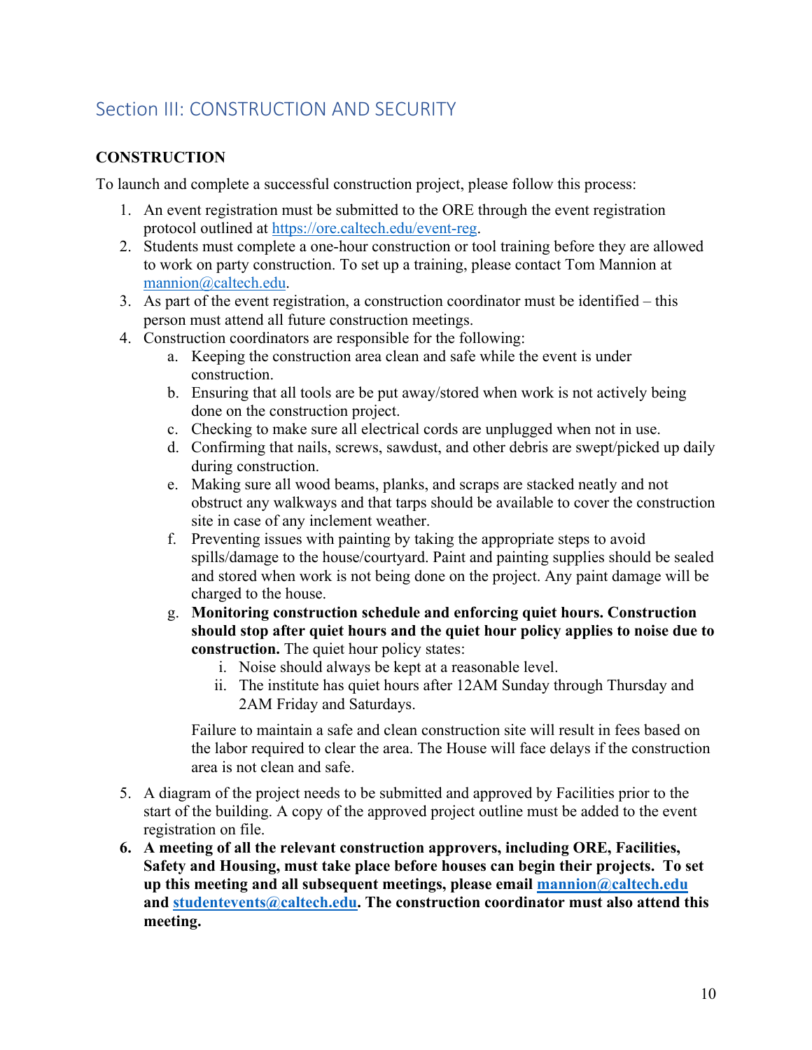## Section III: CONSTRUCTION AND SECURITY

### CONSTRUCTION

To launch and complete a successful construction project, please follow this process:

1. An event registration must be submitted to the ORE through the event registration protocol outlined at https://ore.caltech.edu/event-reg.
2. Students must complete a one-hour construction or tool training before they are allowed to work on party construction. To set up a training, please contact Tom Mannion at mannion@caltech.edu.
3. As part of the event registration, a construction coordinator must be identified – this person must attend all future construction meetings.
4. Construction coordinators are responsible for the following:
   a. Keeping the construction area clean and safe while the event is under construction.
   b. Ensuring that all tools are be put away/stored when work is not actively being done on the construction project.
   c. Checking to make sure all electrical cords are unplugged when not in use.
   d. Confirming that nails, screws, sawdust, and other debris are swept/picked up daily during construction.
   e. Making sure all wood beams, planks, and scraps are stacked neatly and not obstruct any walkways and that tarps should be available to cover the construction site in case of any inclement weather.
   f. Preventing issues with painting by taking the appropriate steps to avoid spills/damage to the house/courtyard. Paint and painting supplies should be sealed and stored when work is not being done on the project. Any paint damage will be charged to the house.
   g. **Monitoring construction schedule and enforcing quiet hours. Construction should stop after quiet hours and the quiet hour policy applies to noise due to construction.** The quiet hour policy states:
      i. Noise should always be kept at a reasonable level.
      ii. The institute has quiet hours after 12AM Sunday through Thursday and 2AM Friday and Saturdays.

   Failure to maintain a safe and clean construction site will result in fees based on the labor required to clear the area. The House will face delays if the construction area is not clean and safe.

5. A diagram of the project needs to be submitted and approved by Facilities prior to the start of the building. A copy of the approved project outline must be added to the event registration on file.
6. **A meeting of all the relevant construction approvers, including ORE, Facilities, Safety and Housing, must take place before houses can begin their projects. To set up this meeting and all subsequent meetings, please email mannion@caltech.edu and studentevents@caltech.edu. The construction coordinator must also attend this meeting.**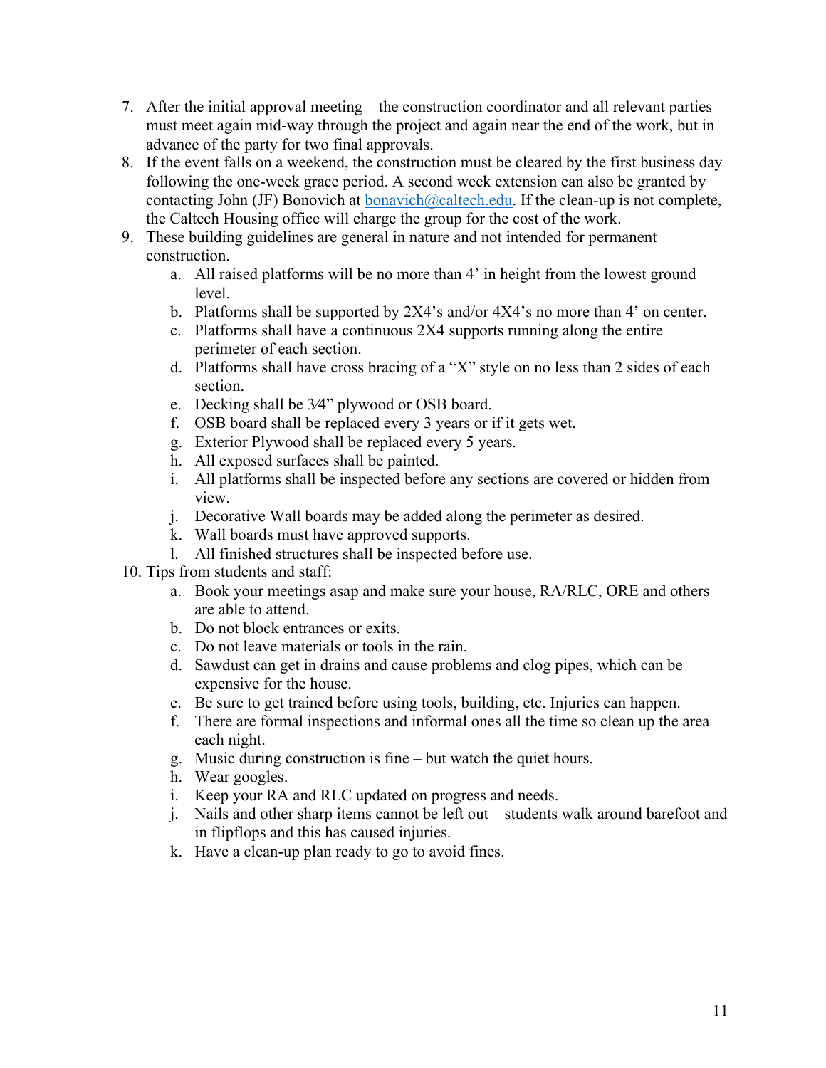7. After the initial approval meeting – the construction coordinator and all relevant parties must meet again mid-way through the project and again near the end of the work, but in advance of the party for two final approvals.
8. If the event falls on a weekend, the construction must be cleared by the first business day following the one-week grace period. A second week extension can also be granted by contacting John (JF) Bonovich at bonavich@caltech.edu. If the clean-up is not complete, the Caltech Housing office will charge the group for the cost of the work.
9. These building guidelines are general in nature and not intended for permanent construction.
    a. All raised platforms will be no more than 4' in height from the lowest ground level.
    b. Platforms shall be supported by 2X4's and/or 4X4's no more than 4' on center.
    c. Platforms shall have a continuous 2X4 supports running along the entire perimeter of each section.
    d. Platforms shall have cross bracing of a "X" style on no less than 2 sides of each section.
    e. Decking shall be 3⁄4" plywood or OSB board.
    f. OSB board shall be replaced every 3 years or if it gets wet.
    g. Exterior Plywood shall be replaced every 5 years.
    h. All exposed surfaces shall be painted.
    i. All platforms shall be inspected before any sections are covered or hidden from view.
    j. Decorative Wall boards may be added along the perimeter as desired.
    k. Wall boards must have approved supports.
    l. All finished structures shall be inspected before use.
10. Tips from students and staff:
    a. Book your meetings asap and make sure your house, RA/RLC, ORE and others are able to attend.
    b. Do not block entrances or exits.
    c. Do not leave materials or tools in the rain.
    d. Sawdust can get in drains and cause problems and clog pipes, which can be expensive for the house.
    e. Be sure to get trained before using tools, building, etc. Injuries can happen.
    f. There are formal inspections and informal ones all the time so clean up the area each night.
    g. Music during construction is fine – but watch the quiet hours.
    h. Wear googles.
    i. Keep your RA and RLC updated on progress and needs.
    j. Nails and other sharp items cannot be left out – students walk around barefoot and in flipflops and this has caused injuries.
    k. Have a clean-up plan ready to go to avoid fines.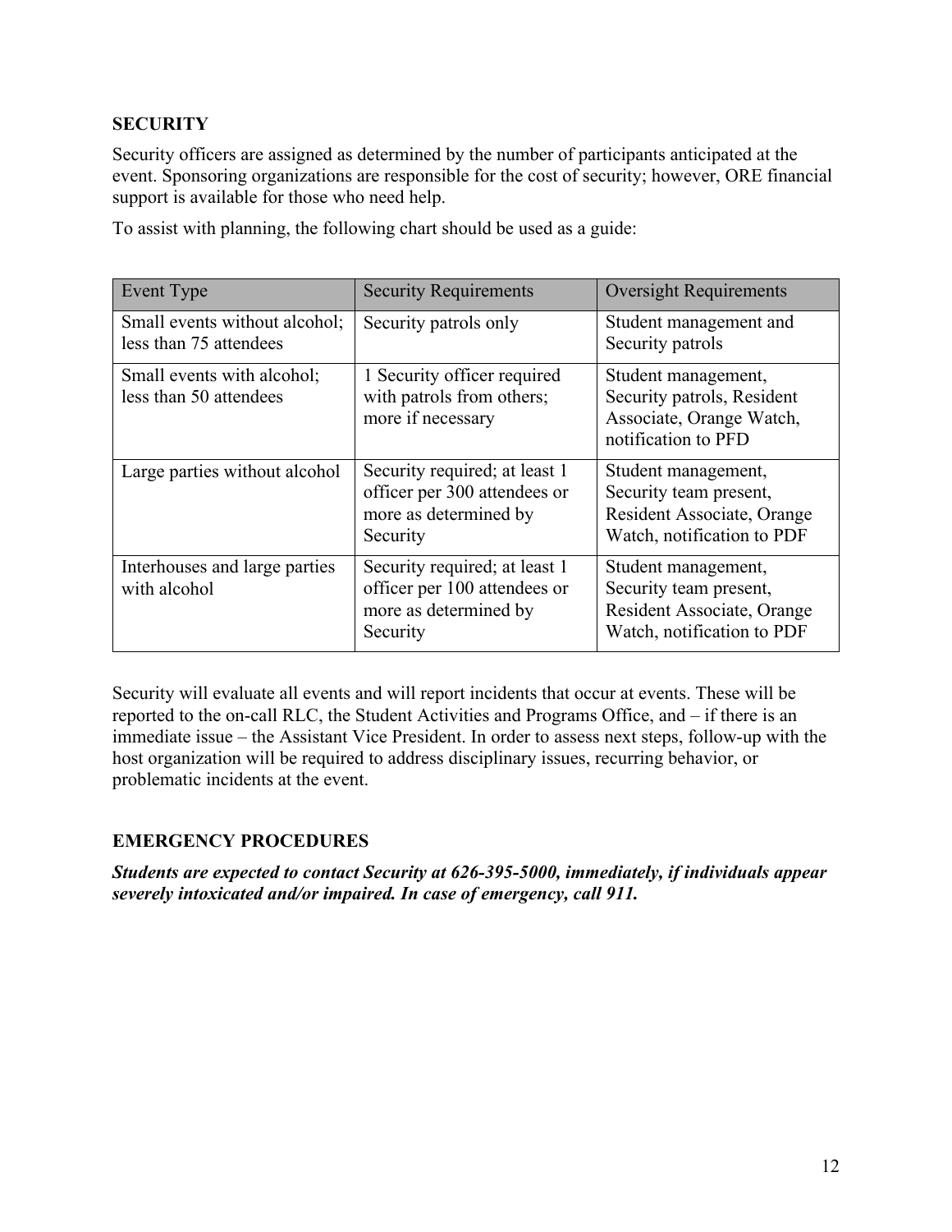## SECURITY

Security officers are assigned as determined by the number of participants anticipated at the event. Sponsoring organizations are responsible for the cost of security; however, ORE financial support is available for those who need help.

To assist with planning, the following chart should be used as a guide:

| Event Type | Security Requirements | Oversight Requirements |
|---|---|---|
| Small events without alcohol; less than 75 attendees | Security patrols only | Student management and Security patrols |
| Small events with alcohol; less than 50 attendees | 1 Security officer required with patrols from others; more if necessary | Student management, Security patrols, Resident Associate, Orange Watch, notification to PFD |
| Large parties without alcohol | Security required; at least 1 officer per 300 attendees or more as determined by Security | Student management, Security team present, Resident Associate, Orange Watch, notification to PDF |
| Interhouses and large parties with alcohol | Security required; at least 1 officer per 100 attendees or more as determined by Security | Student management, Security team present, Resident Associate, Orange Watch, notification to PDF |

Security will evaluate all events and will report incidents that occur at events. These will be reported to the on-call RLC, the Student Activities and Programs Office, and – if there is an immediate issue – the Assistant Vice President. In order to assess next steps, follow-up with the host organization will be required to address disciplinary issues, recurring behavior, or problematic incidents at the event.

## EMERGENCY PROCEDURES

***Students are expected to contact Security at 626-395-5000, immediately, if individuals appear severely intoxicated and/or impaired. In case of emergency, call 911.***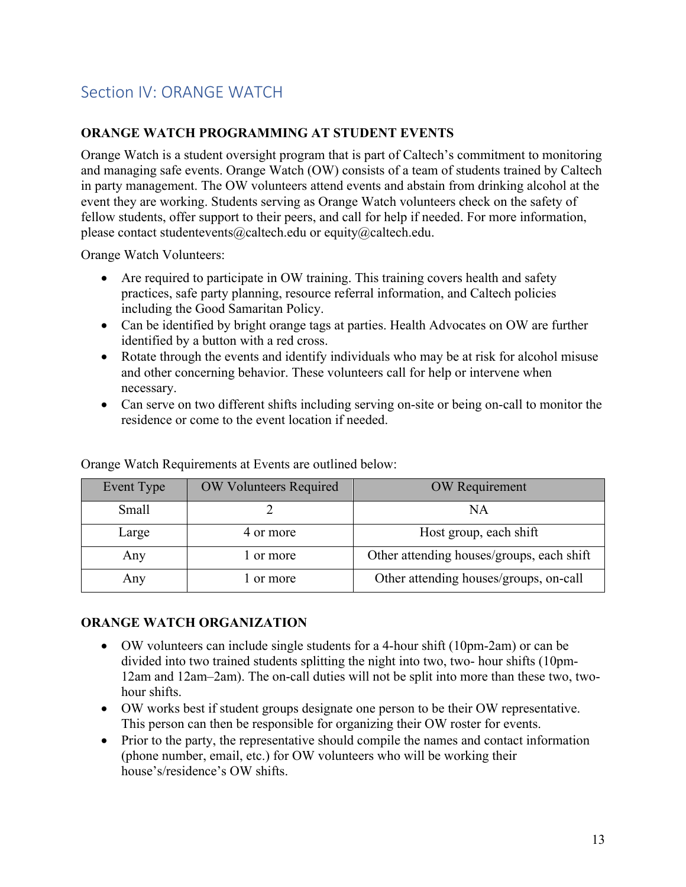## Section IV: ORANGE WATCH

### ORANGE WATCH PROGRAMMING AT STUDENT EVENTS

Orange Watch is a student oversight program that is part of Caltech's commitment to monitoring and managing safe events. Orange Watch (OW) consists of a team of students trained by Caltech in party management. The OW volunteers attend events and abstain from drinking alcohol at the event they are working. Students serving as Orange Watch volunteers check on the safety of fellow students, offer support to their peers, and call for help if needed. For more information, please contact studentevents@caltech.edu or equity@caltech.edu.

Orange Watch Volunteers:

- Are required to participate in OW training. This training covers health and safety practices, safe party planning, resource referral information, and Caltech policies including the Good Samaritan Policy.
- Can be identified by bright orange tags at parties. Health Advocates on OW are further identified by a button with a red cross.
- Rotate through the events and identify individuals who may be at risk for alcohol misuse and other concerning behavior. These volunteers call for help or intervene when necessary.
- Can serve on two different shifts including serving on-site or being on-call to monitor the residence or come to the event location if needed.

Orange Watch Requirements at Events are outlined below:

| Event Type | OW Volunteers Required | OW Requirement |
|---|---|---|
| Small | 2 | NA |
| Large | 4 or more | Host group, each shift |
| Any | 1 or more | Other attending houses/groups, each shift |
| Any | 1 or more | Other attending houses/groups, on-call |

### ORANGE WATCH ORGANIZATION

- OW volunteers can include single students for a 4-hour shift (10pm-2am) or can be divided into two trained students splitting the night into two, two- hour shifts (10pm-12am and 12am–2am). The on-call duties will not be split into more than these two, two-hour shifts.
- OW works best if student groups designate one person to be their OW representative. This person can then be responsible for organizing their OW roster for events.
- Prior to the party, the representative should compile the names and contact information (phone number, email, etc.) for OW volunteers who will be working their house's/residence's OW shifts.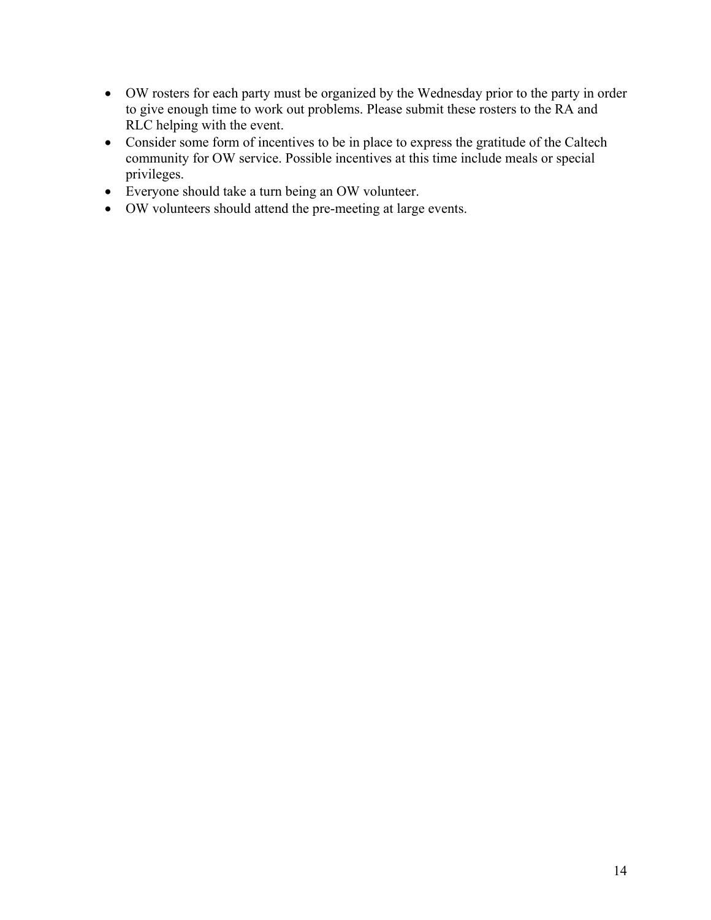- OW rosters for each party must be organized by the Wednesday prior to the party in order to give enough time to work out problems. Please submit these rosters to the RA and RLC helping with the event.
- Consider some form of incentives to be in place to express the gratitude of the Caltech community for OW service. Possible incentives at this time include meals or special privileges.
- Everyone should take a turn being an OW volunteer.
- OW volunteers should attend the pre-meeting at large events.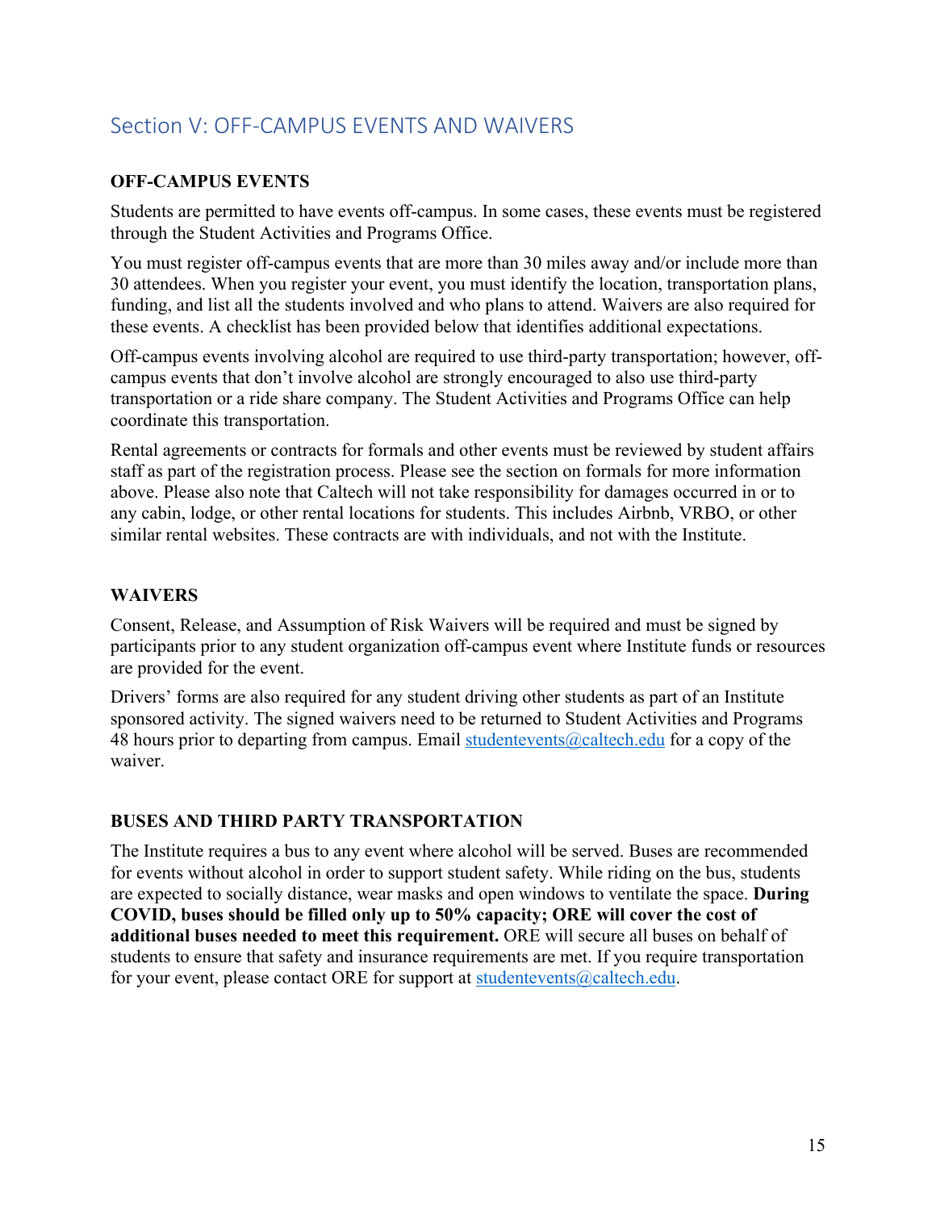## Section V: OFF-CAMPUS EVENTS AND WAIVERS

### OFF-CAMPUS EVENTS

Students are permitted to have events off-campus. In some cases, these events must be registered through the Student Activities and Programs Office.

You must register off-campus events that are more than 30 miles away and/or include more than 30 attendees. When you register your event, you must identify the location, transportation plans, funding, and list all the students involved and who plans to attend. Waivers are also required for these events. A checklist has been provided below that identifies additional expectations.

Off-campus events involving alcohol are required to use third-party transportation; however, off-campus events that don't involve alcohol are strongly encouraged to also use third-party transportation or a ride share company. The Student Activities and Programs Office can help coordinate this transportation.

Rental agreements or contracts for formals and other events must be reviewed by student affairs staff as part of the registration process. Please see the section on formals for more information above. Please also note that Caltech will not take responsibility for damages occurred in or to any cabin, lodge, or other rental locations for students. This includes Airbnb, VRBO, or other similar rental websites. These contracts are with individuals, and not with the Institute.

### WAIVERS

Consent, Release, and Assumption of Risk Waivers will be required and must be signed by participants prior to any student organization off-campus event where Institute funds or resources are provided for the event.

Drivers' forms are also required for any student driving other students as part of an Institute sponsored activity. The signed waivers need to be returned to Student Activities and Programs 48 hours prior to departing from campus. Email studentevents@caltech.edu for a copy of the waiver.

### BUSES AND THIRD PARTY TRANSPORTATION

The Institute requires a bus to any event where alcohol will be served. Buses are recommended for events without alcohol in order to support student safety. While riding on the bus, students are expected to socially distance, wear masks and open windows to ventilate the space. **During COVID, buses should be filled only up to 50% capacity; ORE will cover the cost of additional buses needed to meet this requirement.** ORE will secure all buses on behalf of students to ensure that safety and insurance requirements are met. If you require transportation for your event, please contact ORE for support at studentevents@caltech.edu.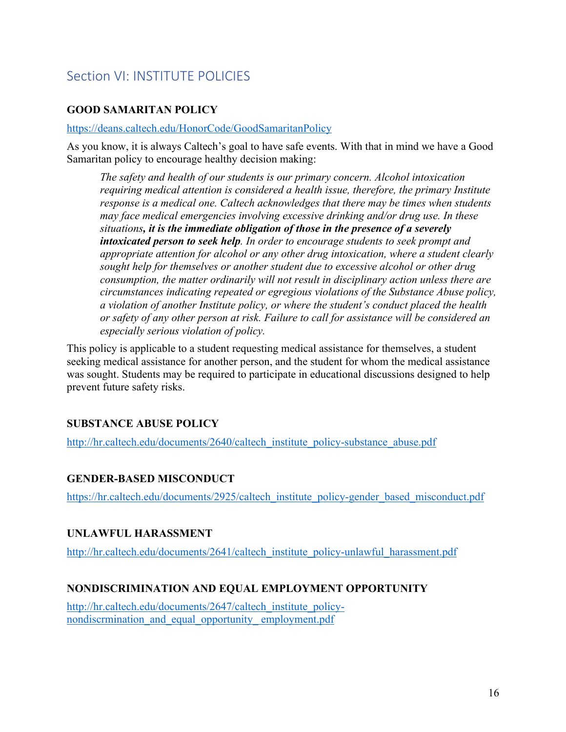## Section VI: INSTITUTE POLICIES

### GOOD SAMARITAN POLICY

https://deans.caltech.edu/HonorCode/GoodSamaritanPolicy

As you know, it is always Caltech's goal to have safe events. With that in mind we have a Good Samaritan policy to encourage healthy decision making:

> *The safety and health of our students is our primary concern. Alcohol intoxication requiring medical attention is considered a health issue, therefore, the primary Institute response is a medical one. Caltech acknowledges that there may be times when students may face medical emergencies involving excessive drinking and/or drug use. In these situations**, it is the immediate obligation of those in the presence of a severely intoxicated person to seek help**. In order to encourage students to seek prompt and appropriate attention for alcohol or any other drug intoxication, where a student clearly sought help for themselves or another student due to excessive alcohol or other drug consumption, the matter ordinarily will not result in disciplinary action unless there are circumstances indicating repeated or egregious violations of the Substance Abuse policy, a violation of another Institute policy, or where the student's conduct placed the health or safety of any other person at risk. Failure to call for assistance will be considered an especially serious violation of policy.*

This policy is applicable to a student requesting medical assistance for themselves, a student seeking medical assistance for another person, and the student for whom the medical assistance was sought. Students may be required to participate in educational discussions designed to help prevent future safety risks.

### SUBSTANCE ABUSE POLICY

http://hr.caltech.edu/documents/2640/caltech_institute_policy-substance_abuse.pdf

### GENDER-BASED MISCONDUCT

https://hr.caltech.edu/documents/2925/caltech_institute_policy-gender_based_misconduct.pdf

### UNLAWFUL HARASSMENT

http://hr.caltech.edu/documents/2641/caltech_institute_policy-unlawful_harassment.pdf

### NONDISCRIMINATION AND EQUAL EMPLOYMENT OPPORTUNITY

http://hr.caltech.edu/documents/2647/caltech_institute_policy-nondiscrmination_and_equal_opportunity_ employment.pdf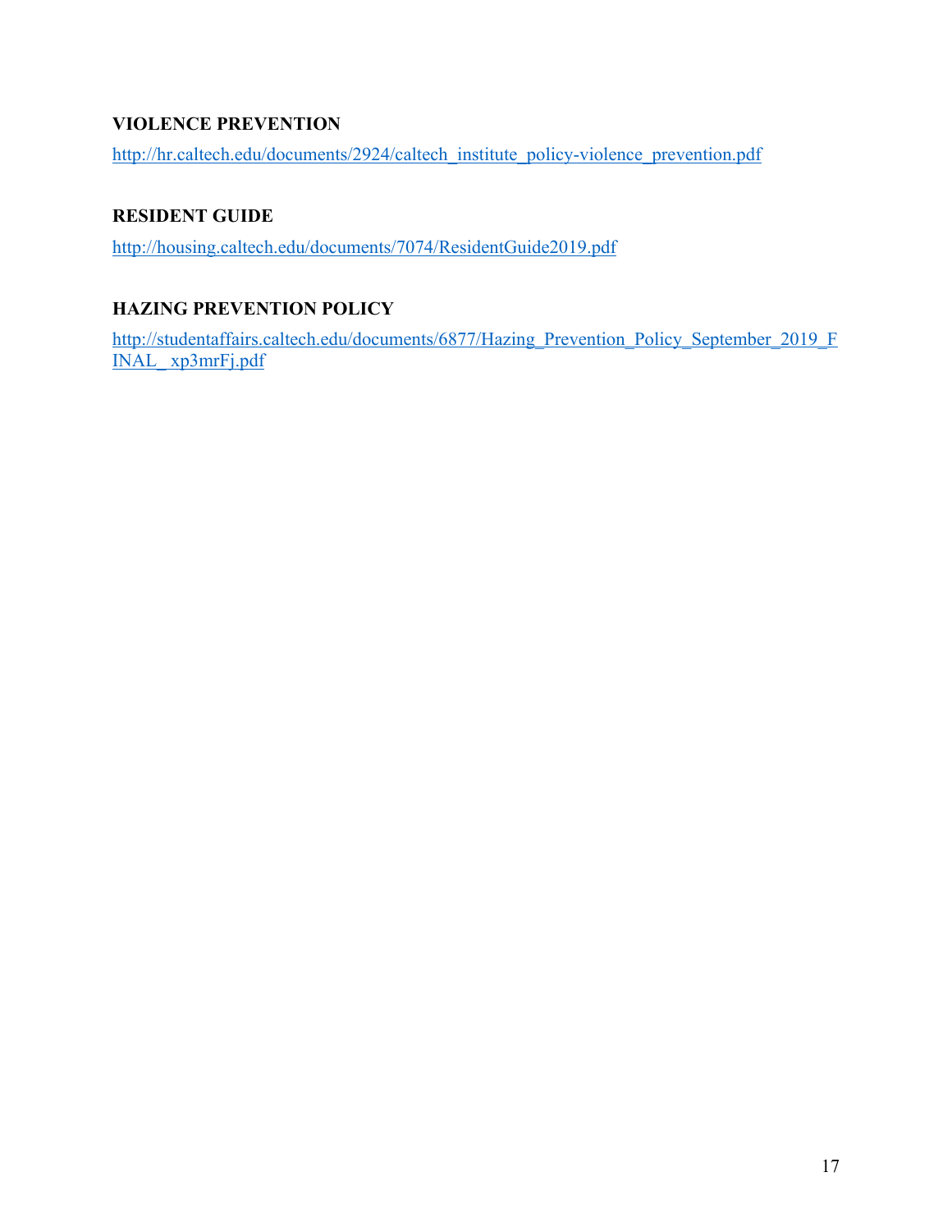**VIOLENCE PREVENTION**

http://hr.caltech.edu/documents/2924/caltech_institute_policy-violence_prevention.pdf

**RESIDENT GUIDE**

http://housing.caltech.edu/documents/7074/ResidentGuide2019.pdf

**HAZING PREVENTION POLICY**

http://studentaffairs.caltech.edu/documents/6877/Hazing_Prevention_Policy_September_2019_FINAL_ xp3mrFj.pdf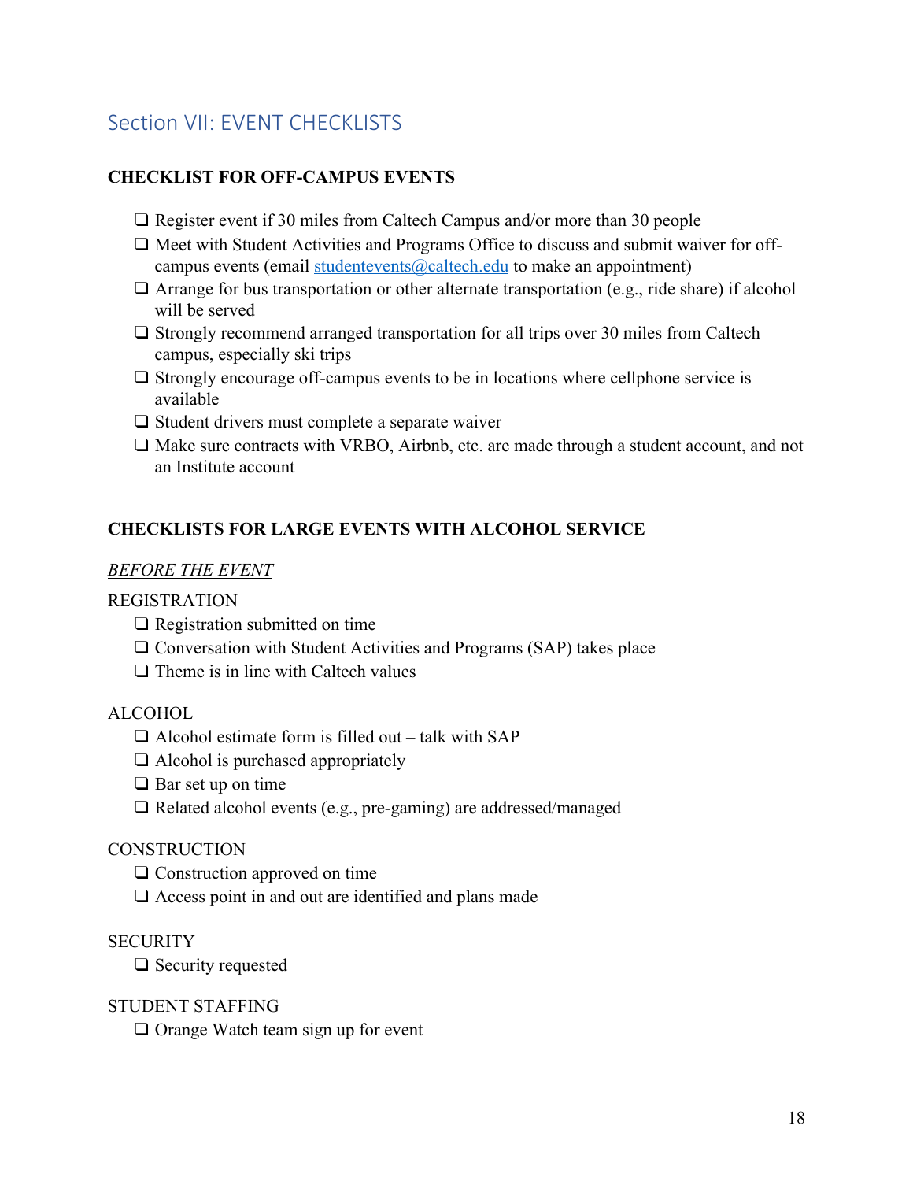## Section VII: EVENT CHECKLISTS

**CHECKLIST FOR OFF-CAMPUS EVENTS**

- ❑ Register event if 30 miles from Caltech Campus and/or more than 30 people
- ❑ Meet with Student Activities and Programs Office to discuss and submit waiver for off-campus events (email studentevents@caltech.edu to make an appointment)
- ❑ Arrange for bus transportation or other alternate transportation (e.g., ride share) if alcohol will be served
- ❑ Strongly recommend arranged transportation for all trips over 30 miles from Caltech campus, especially ski trips
- ❑ Strongly encourage off-campus events to be in locations where cellphone service is available
- ❑ Student drivers must complete a separate waiver
- ❑ Make sure contracts with VRBO, Airbnb, etc. are made through a student account, and not an Institute account

**CHECKLISTS FOR LARGE EVENTS WITH ALCOHOL SERVICE**

*BEFORE THE EVENT*

REGISTRATION

- ❑ Registration submitted on time
- ❑ Conversation with Student Activities and Programs (SAP) takes place
- ❑ Theme is in line with Caltech values

ALCOHOL

- ❑ Alcohol estimate form is filled out – talk with SAP
- ❑ Alcohol is purchased appropriately
- ❑ Bar set up on time
- ❑ Related alcohol events (e.g., pre-gaming) are addressed/managed

CONSTRUCTION

- ❑ Construction approved on time
- ❑ Access point in and out are identified and plans made

SECURITY

- ❑ Security requested

STUDENT STAFFING

- ❑ Orange Watch team sign up for event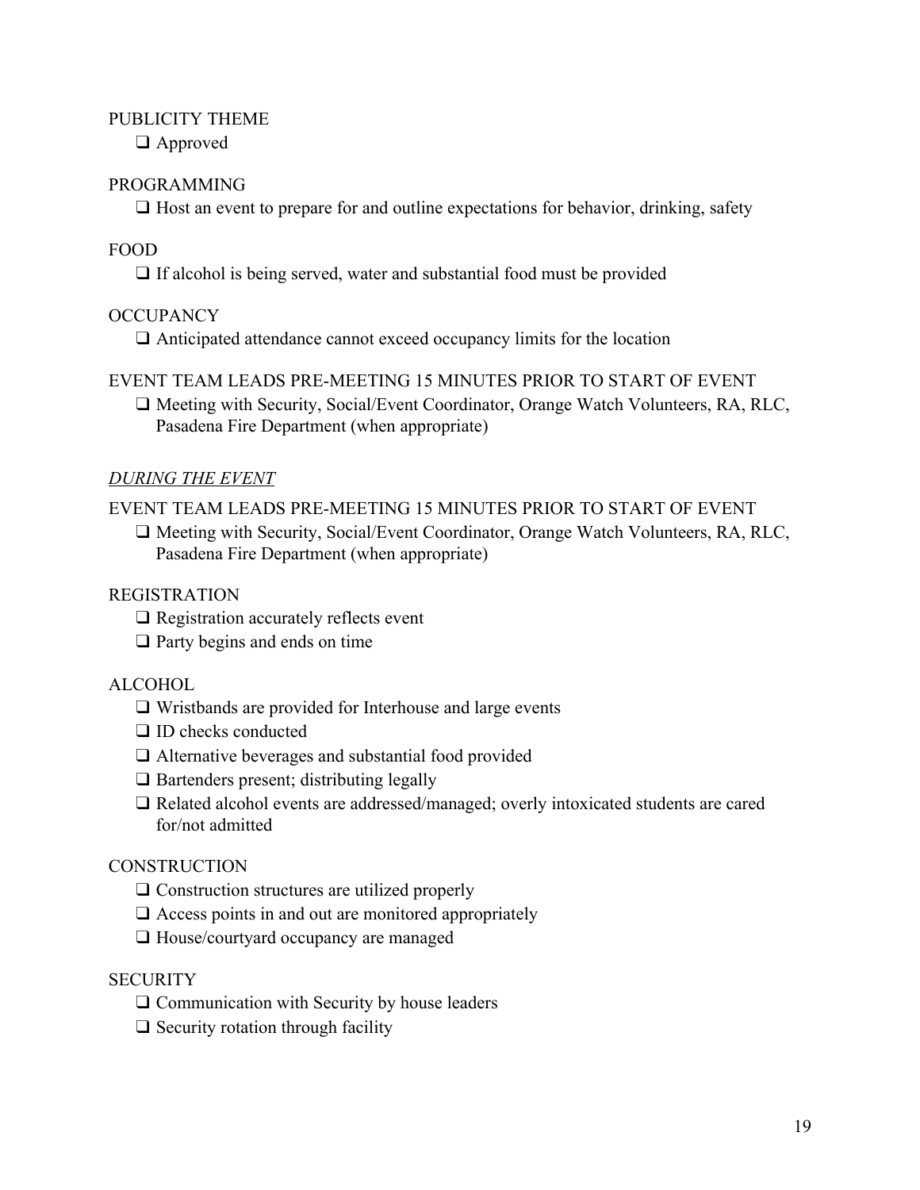PUBLICITY THEME

- ❑ Approved

PROGRAMMING

- ❑ Host an event to prepare for and outline expectations for behavior, drinking, safety

FOOD

- ❑ If alcohol is being served, water and substantial food must be provided

OCCUPANCY

- ❑ Anticipated attendance cannot exceed occupancy limits for the location

EVENT TEAM LEADS PRE-MEETING 15 MINUTES PRIOR TO START OF EVENT

- ❑ Meeting with Security, Social/Event Coordinator, Orange Watch Volunteers, RA, RLC, Pasadena Fire Department (when appropriate)

*DURING THE EVENT*

EVENT TEAM LEADS PRE-MEETING 15 MINUTES PRIOR TO START OF EVENT

- ❑ Meeting with Security, Social/Event Coordinator, Orange Watch Volunteers, RA, RLC, Pasadena Fire Department (when appropriate)

REGISTRATION

- ❑ Registration accurately reflects event
- ❑ Party begins and ends on time

ALCOHOL

- ❑ Wristbands are provided for Interhouse and large events
- ❑ ID checks conducted
- ❑ Alternative beverages and substantial food provided
- ❑ Bartenders present; distributing legally
- ❑ Related alcohol events are addressed/managed; overly intoxicated students are cared for/not admitted

CONSTRUCTION

- ❑ Construction structures are utilized properly
- ❑ Access points in and out are monitored appropriately
- ❑ House/courtyard occupancy are managed

SECURITY

- ❑ Communication with Security by house leaders
- ❑ Security rotation through facility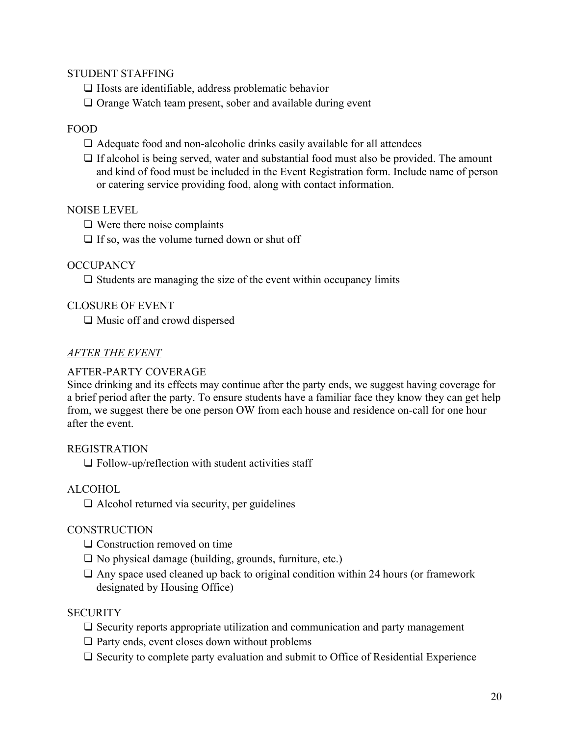STUDENT STAFFING

- ❑ Hosts are identifiable, address problematic behavior
- ❑ Orange Watch team present, sober and available during event

FOOD

- ❑ Adequate food and non-alcoholic drinks easily available for all attendees
- ❑ If alcohol is being served, water and substantial food must also be provided. The amount and kind of food must be included in the Event Registration form. Include name of person or catering service providing food, along with contact information.

NOISE LEVEL

- ❑ Were there noise complaints
- ❑ If so, was the volume turned down or shut off

OCCUPANCY

- ❑ Students are managing the size of the event within occupancy limits

CLOSURE OF EVENT

- ❑ Music off and crowd dispersed

*AFTER THE EVENT*

AFTER-PARTY COVERAGE

Since drinking and its effects may continue after the party ends, we suggest having coverage for a brief period after the party. To ensure students have a familiar face they know they can get help from, we suggest there be one person OW from each house and residence on-call for one hour after the event.

REGISTRATION

- ❑ Follow-up/reflection with student activities staff

ALCOHOL

- ❑ Alcohol returned via security, per guidelines

CONSTRUCTION

- ❑ Construction removed on time
- ❑ No physical damage (building, grounds, furniture, etc.)
- ❑ Any space used cleaned up back to original condition within 24 hours (or framework designated by Housing Office)

SECURITY

- ❑ Security reports appropriate utilization and communication and party management
- ❑ Party ends, event closes down without problems
- ❑ Security to complete party evaluation and submit to Office of Residential Experience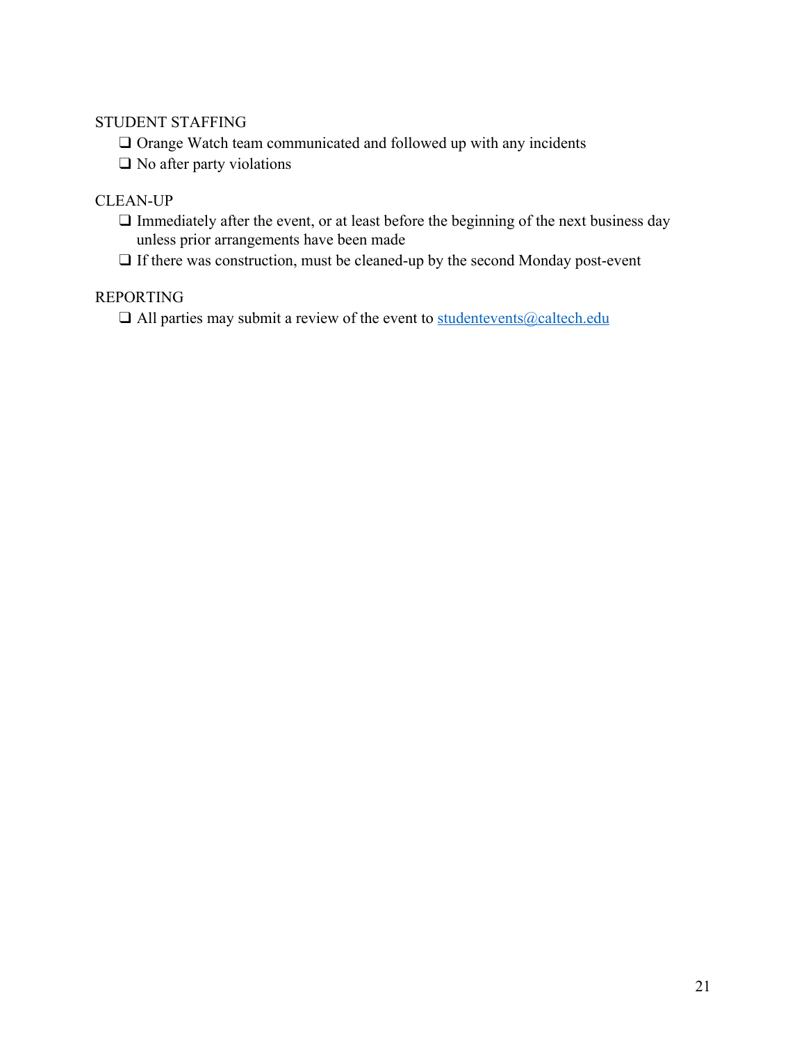STUDENT STAFFING

- ❑ Orange Watch team communicated and followed up with any incidents
- ❑ No after party violations

CLEAN-UP

- ❑ Immediately after the event, or at least before the beginning of the next business day unless prior arrangements have been made
- ❑ If there was construction, must be cleaned-up by the second Monday post-event

REPORTING

- ❑ All parties may submit a review of the event to studentevents@caltech.edu